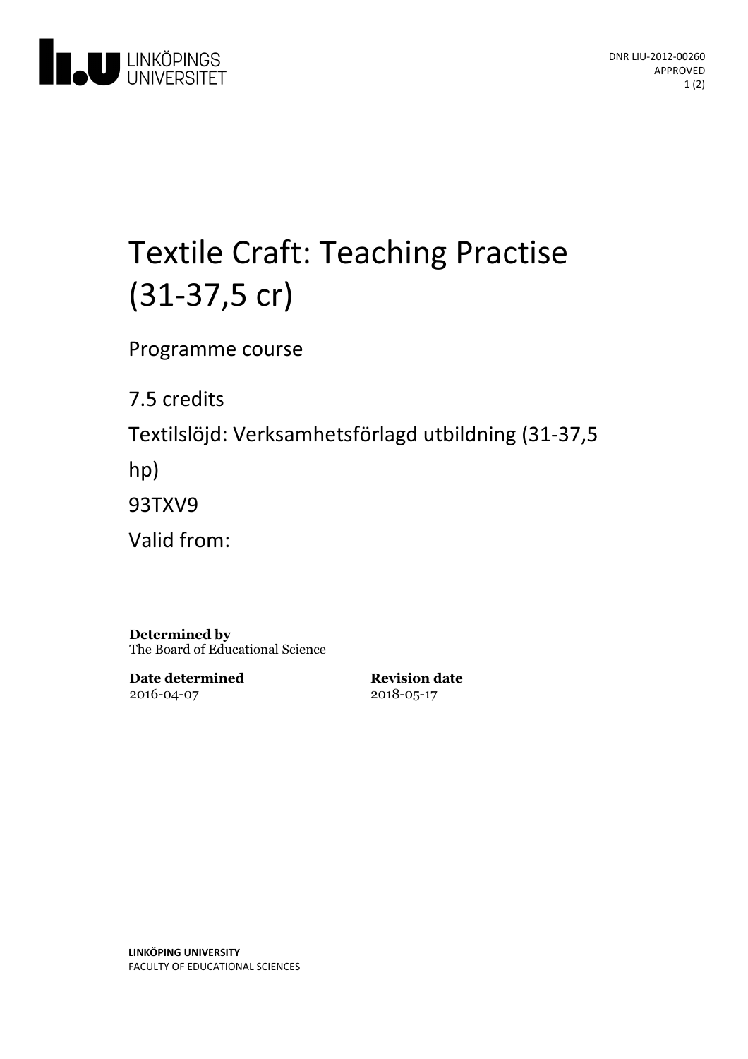DNR LIU-2012-00260
APPROVED

# Textile Craft: Teaching Practise (31-37,5 cr)

Programme course

7.5 credits

Textilslöjd: Verksamhetsförlagd utbildning (31-37,5 hp)

93TXV9

Valid from:

**Determined by**
The Board of Educational Science

**Date determined**
2016-04-07

**Revision date**
2018-05-17

**LINKÖPING UNIVERSITY**
FACULTY OF EDUCATIONAL SCIENCES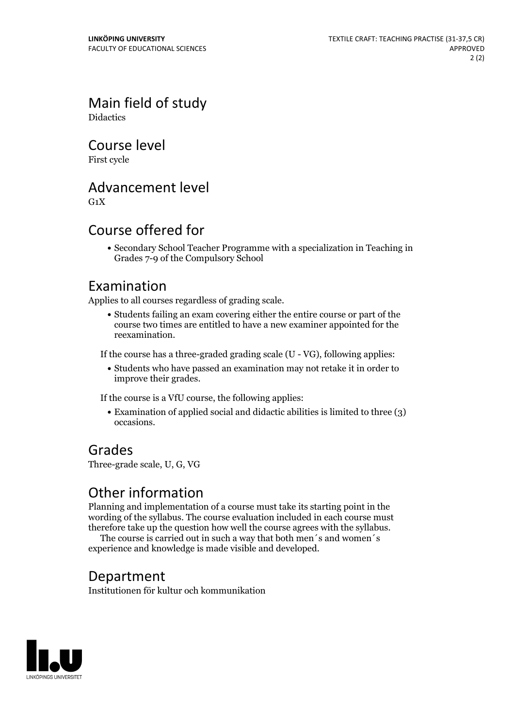## Main field of study

Didactics

## Course level

First cycle

## Advancement level

G1X

## Course offered for

- Secondary School Teacher Programme with a specialization in Teaching in Grades 7-9 of the Compulsory School

## Examination

Applies to all courses regardless of grading scale.

- Students failing an exam covering either the entire course or part of the course two times are entitled to have a new examiner appointed for the reexamination.

If the course has a three-graded grading scale (U - VG), following applies:

- Students who have passed an examination may not retake it in order to improve their grades.

If the course is a VfU course, the following applies:

- Examination of applied social and didactic abilities is limited to three (3) occasions.

## Grades

Three-grade scale, U, G, VG

## Other information

Planning and implementation of a course must take its starting point in the wording of the syllabus. The course evaluation included in each course must therefore take up the question how well the course agrees with the syllabus.

The course is carried out in such a way that both men´s and women´s experience and knowledge is made visible and developed.

## Department

Institutionen för kultur och kommunikation